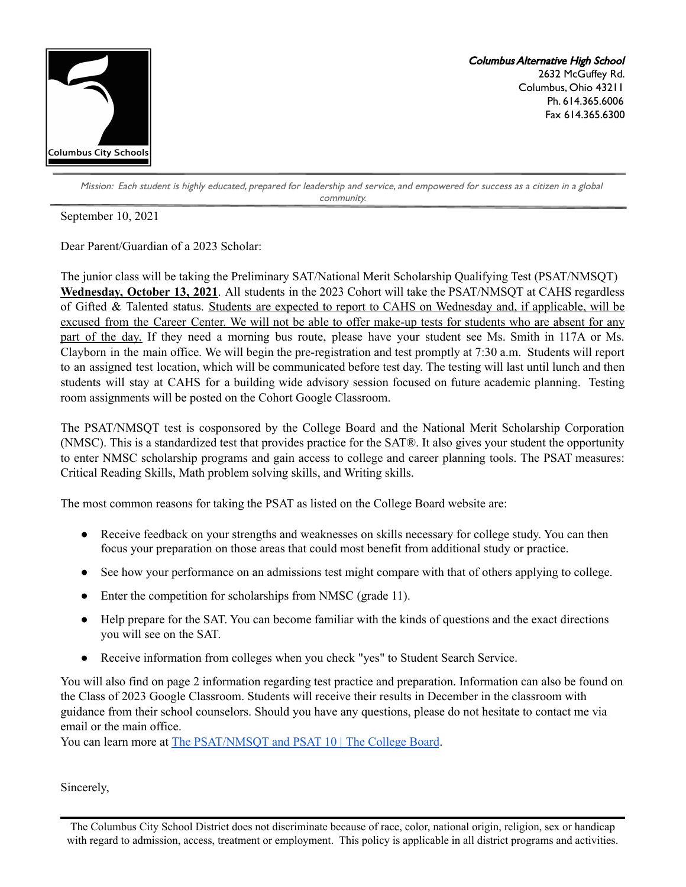Columbus City Schools

*Columbus Alternative High School*
2632 McGuffey Rd.
Columbus, Ohio 43211
Ph. 614.365.6006
Fax 614.365.6300

*Mission: Each student is highly educated, prepared for leadership and service, and empowered for success as a citizen in a global community.*

September 10, 2021

Dear Parent/Guardian of a 2023 Scholar:

The junior class will be taking the Preliminary SAT/National Merit Scholarship Qualifying Test (PSAT/NMSQT) **Wednesday, October 13, 2021**. All students in the 2023 Cohort will take the PSAT/NMSQT at CAHS regardless of Gifted & Talented status. Students are expected to report to CAHS on Wednesday and, if applicable, will be excused from the Career Center. We will not be able to offer make-up tests for students who are absent for any part of the day. If they need a morning bus route, please have your student see Ms. Smith in 117A or Ms. Clayborn in the main office. We will begin the pre-registration and test promptly at 7:30 a.m. Students will report to an assigned test location, which will be communicated before test day. The testing will last until lunch and then students will stay at CAHS for a building wide advisory session focused on future academic planning. Testing room assignments will be posted on the Cohort Google Classroom.

The PSAT/NMSQT test is cosponsored by the College Board and the National Merit Scholarship Corporation (NMSC). This is a standardized test that provides practice for the SAT®. It also gives your student the opportunity to enter NMSC scholarship programs and gain access to college and career planning tools. The PSAT measures: Critical Reading Skills, Math problem solving skills, and Writing skills.

The most common reasons for taking the PSAT as listed on the College Board website are:

- Receive feedback on your strengths and weaknesses on skills necessary for college study. You can then focus your preparation on those areas that could most benefit from additional study or practice.
- See how your performance on an admissions test might compare with that of others applying to college.
- Enter the competition for scholarships from NMSC (grade 11).
- Help prepare for the SAT. You can become familiar with the kinds of questions and the exact directions you will see on the SAT.
- Receive information from colleges when you check "yes" to Student Search Service.

You will also find on page 2 information regarding test practice and preparation. Information can also be found on the Class of 2023 Google Classroom. Students will receive their results in December in the classroom with guidance from their school counselors. Should you have any questions, please do not hesitate to contact me via email or the main office.
You can learn more at [The PSAT/NMSQT and PSAT 10 | The College Board](https://www.collegeboard.org/).

Sincerely,

The Columbus City School District does not discriminate because of race, color, national origin, religion, sex or handicap with regard to admission, access, treatment or employment. This policy is applicable in all district programs and activities.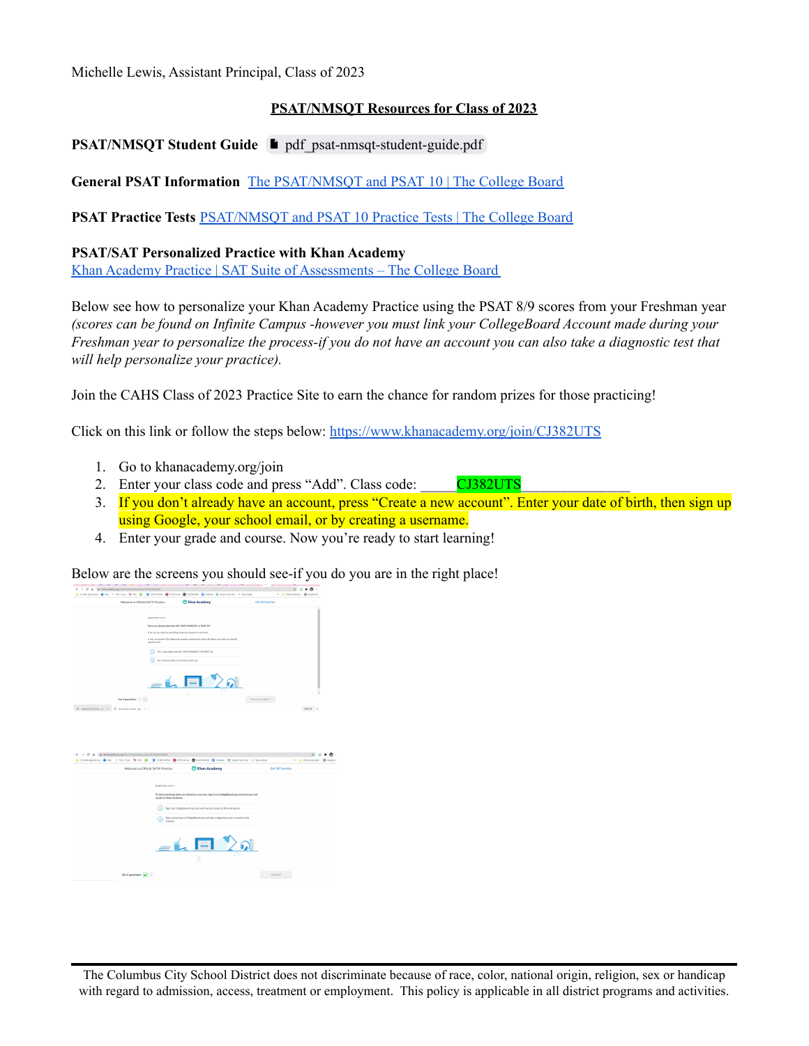Michelle Lewis, Assistant Principal, Class of 2023

## PSAT/NMSQT Resources for Class of 2023

**PSAT/NMSQT Student Guide** pdf_psat-nmsqt-student-guide.pdf

**General PSAT Information** The PSAT/NMSQT and PSAT 10 | The College Board

**PSAT Practice Tests** PSAT/NMSQT and PSAT 10 Practice Tests | The College Board

**PSAT/SAT Personalized Practice with Khan Academy**
Khan Academy Practice | SAT Suite of Assessments – The College Board

Below see how to personalize your Khan Academy Practice using the PSAT 8/9 scores from your Freshman year *(scores can be found on Infinite Campus -however you must link your CollegeBoard Account made during your Freshman year to personalize the process-if you do not have an account you can also take a diagnostic test that will help personalize your practice).*

Join the CAHS Class of 2023 Practice Site to earn the chance for random prizes for those practicing!

Click on this link or follow the steps below: https://www.khanacademy.org/join/CJ382UTS

1. Go to khanacademy.org/join
2. Enter your class code and press "Add". Class code: _____CJ382UTS_______________
3. If you don't already have an account, press "Create a new account". Enter your date of birth, then sign up using Google, your school email, or by creating a username.
4. Enter your grade and course. Now you're ready to start learning!

Below are the screens you should see-if you do you are in the right place!

The Columbus City School District does not discriminate because of race, color, national origin, religion, sex or handicap with regard to admission, access, treatment or employment. This policy is applicable in all district programs and activities.